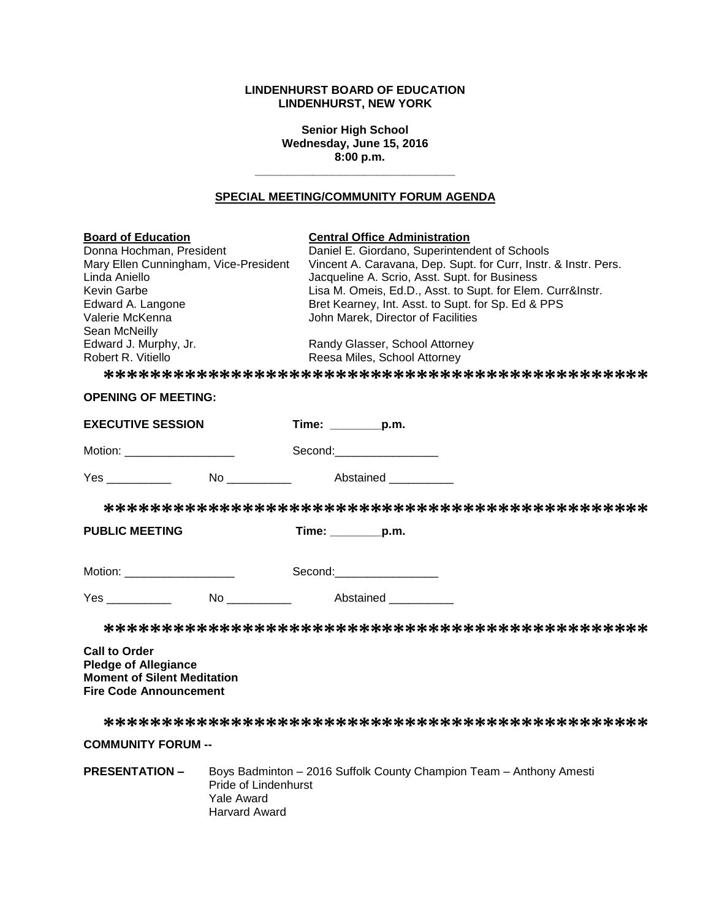**LINDENHURST BOARD OF EDUCATION**
**LINDENHURST, NEW YORK**

**Senior High School**
**Wednesday, June 15, 2016**
**8:00 p.m.**

---

## SPECIAL MEETING/COMMUNITY FORUM AGENDA

| **Board of Education** | **Central Office Administration** |
|---|---|
| Donna Hochman, President | Daniel E. Giordano, Superintendent of Schools |
| Mary Ellen Cunningham, Vice-President | Vincent A. Caravana, Dep. Supt. for Curr, Instr. & Instr. Pers. |
| Linda Aniello | Jacqueline A. Scrio, Asst. Supt. for Business |
| Kevin Garbe | Lisa M. Omeis, Ed.D., Asst. to Supt. for Elem. Curr&Instr. |
| Edward A. Langone | Bret Kearney, Int. Asst. to Supt. for Sp. Ed & PPS |
| Valerie McKenna | John Marek, Director of Facilities |
| Sean McNeilly | |
| Edward J. Murphy, Jr. | Randy Glasser, School Attorney |
| Robert R. Vitiello | Reesa Miles, School Attorney |

\*\*\*\*\*\*\*\*\*\*\*\*\*\*\*\*\*\*\*\*\*\*\*\*\*\*\*\*\*\*\*\*\*\*\*\*\*\*\*\*\*\*\*\*

**OPENING OF MEETING:**

**EXECUTIVE SESSION** **Time: _________p.m.**

Motion: __________________ Second:_________________

Yes ___________ No ___________ Abstained ___________

\*\*\*\*\*\*\*\*\*\*\*\*\*\*\*\*\*\*\*\*\*\*\*\*\*\*\*\*\*\*\*\*\*\*\*\*\*\*\*\*\*\*\*\*

**PUBLIC MEETING** **Time: _________p.m.**

Motion: __________________ Second:_________________

Yes ___________ No ___________ Abstained ___________

\*\*\*\*\*\*\*\*\*\*\*\*\*\*\*\*\*\*\*\*\*\*\*\*\*\*\*\*\*\*\*\*\*\*\*\*\*\*\*\*\*\*\*\*

**Call to Order**
**Pledge of Allegiance**
**Moment of Silent Meditation**
**Fire Code Announcement**

\*\*\*\*\*\*\*\*\*\*\*\*\*\*\*\*\*\*\*\*\*\*\*\*\*\*\*\*\*\*\*\*\*\*\*\*\*\*\*\*\*\*\*\*

**COMMUNITY FORUM --**

**PRESENTATION –** Boys Badminton – 2016 Suffolk County Champion Team – Anthony Amesti
Pride of Lindenhurst
Yale Award
Harvard Award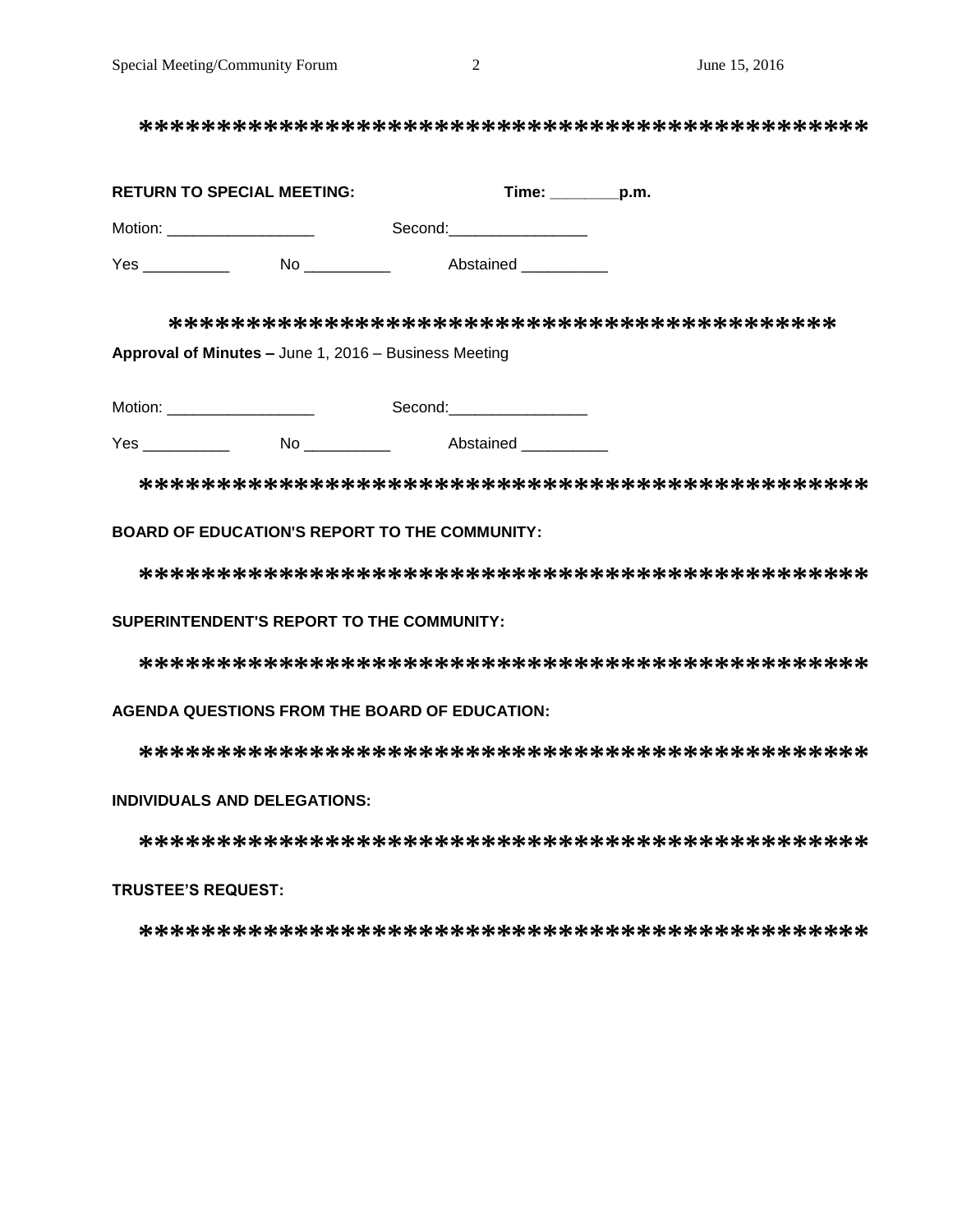*********************************************

**RETURN TO SPECIAL MEETING:** **Time: ________p.m.**

Motion: _________________ Second:________________

Yes __________ No __________ Abstained __________

*****************************************

**Approval of Minutes –** June 1, 2016 – Business Meeting

Motion: _________________ Second:________________

Yes __________ No __________ Abstained __________

*********************************************

**BOARD OF EDUCATION'S REPORT TO THE COMMUNITY:**

*********************************************

**SUPERINTENDENT'S REPORT TO THE COMMUNITY:**

*********************************************

**AGENDA QUESTIONS FROM THE BOARD OF EDUCATION:**

*********************************************

**INDIVIDUALS AND DELEGATIONS:**

*********************************************

**TRUSTEE'S REQUEST:**

*********************************************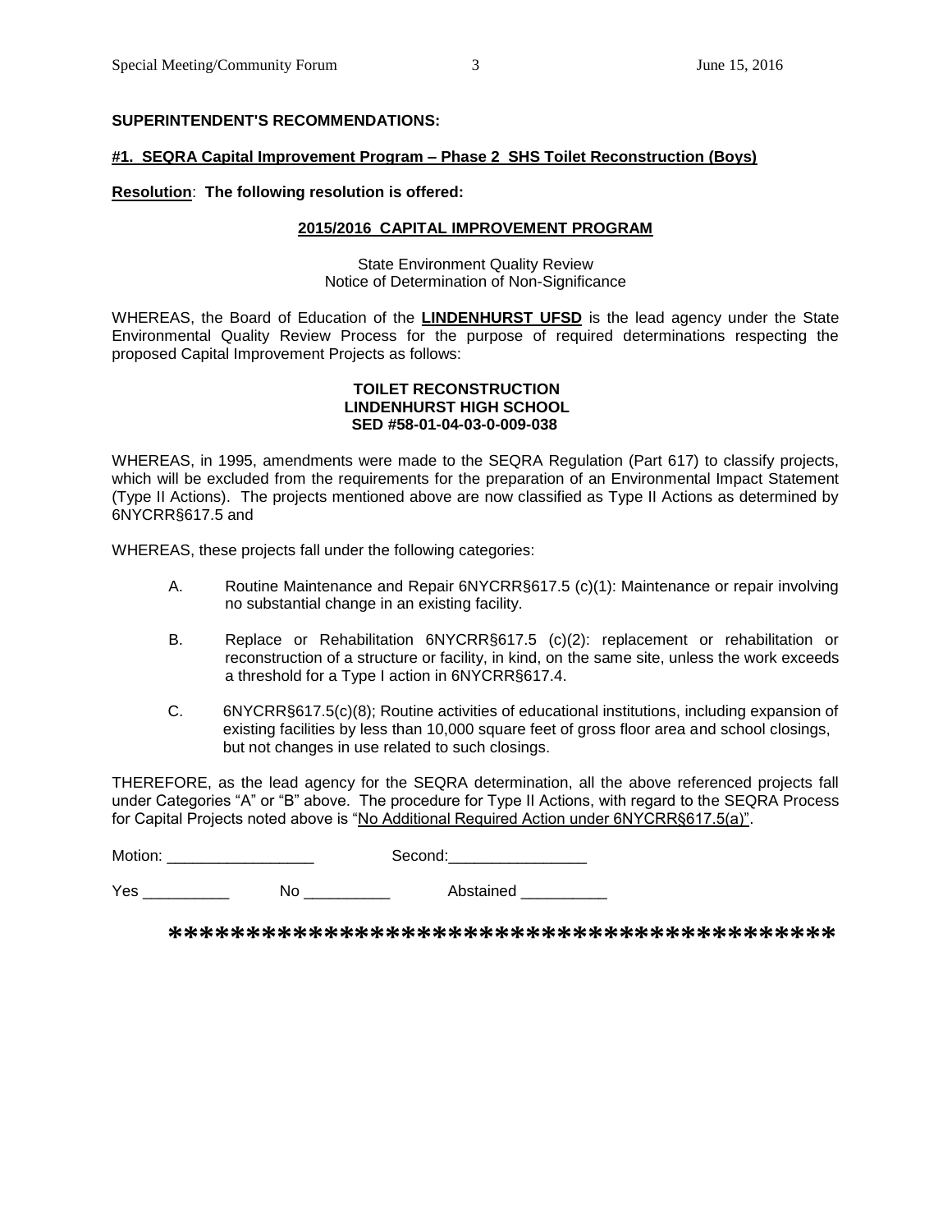**SUPERINTENDENT'S RECOMMENDATIONS:**

**#1. SEQRA Capital Improvement Program – Phase 2 SHS Toilet Reconstruction (Boys)**

**Resolution**: **The following resolution is offered:**

**2015/2016 CAPITAL IMPROVEMENT PROGRAM**

State Environment Quality Review
Notice of Determination of Non-Significance

WHEREAS, the Board of Education of the **LINDENHURST UFSD** is the lead agency under the State Environmental Quality Review Process for the purpose of required determinations respecting the proposed Capital Improvement Projects as follows:

**TOILET RECONSTRUCTION**
**LINDENHURST HIGH SCHOOL**
**SED #58-01-04-03-0-009-038**

WHEREAS, in 1995, amendments were made to the SEQRA Regulation (Part 617) to classify projects, which will be excluded from the requirements for the preparation of an Environmental Impact Statement (Type II Actions). The projects mentioned above are now classified as Type II Actions as determined by 6NYCRR§617.5 and

WHEREAS, these projects fall under the following categories:

A. Routine Maintenance and Repair 6NYCRR§617.5 (c)(1): Maintenance or repair involving no substantial change in an existing facility.

B. Replace or Rehabilitation 6NYCRR§617.5 (c)(2): replacement or rehabilitation or reconstruction of a structure or facility, in kind, on the same site, unless the work exceeds a threshold for a Type I action in 6NYCRR§617.4.

C. 6NYCRR§617.5(c)(8); Routine activities of educational institutions, including expansion of existing facilities by less than 10,000 square feet of gross floor area and school closings, but not changes in use related to such closings.

THEREFORE, as the lead agency for the SEQRA determination, all the above referenced projects fall under Categories "A" or "B" above. The procedure for Type II Actions, with regard to the SEQRA Process for Capital Projects noted above is "No Additional Required Action under 6NYCRR§617.5(a)".

Motion: _________________ Second:________________

Yes __________ No __________ Abstained __________

*******************************************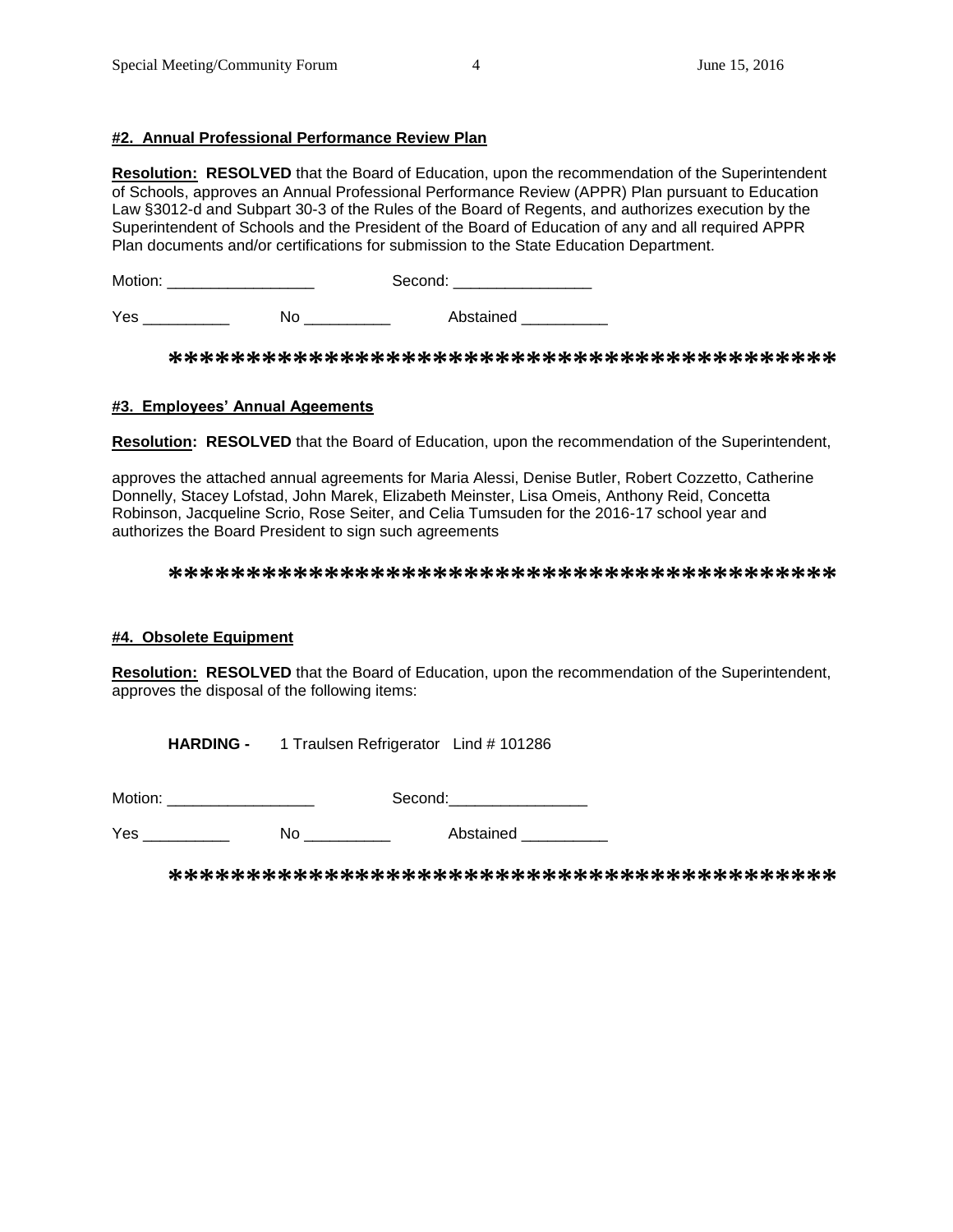**#2. Annual Professional Performance Review Plan**

**Resolution: RESOLVED** that the Board of Education, upon the recommendation of the Superintendent of Schools, approves an Annual Professional Performance Review (APPR) Plan pursuant to Education Law §3012-d and Subpart 30-3 of the Rules of the Board of Regents, and authorizes execution by the Superintendent of Schools and the President of the Board of Education of any and all required APPR Plan documents and/or certifications for submission to the State Education Department.

Motion: _________________ Second: ________________

Yes __________ No __________ Abstained __________

******************************************

**#3. Employees' Annual Ageements**

**Resolution: RESOLVED** that the Board of Education, upon the recommendation of the Superintendent,

approves the attached annual agreements for Maria Alessi, Denise Butler, Robert Cozzetto, Catherine Donnelly, Stacey Lofstad, John Marek, Elizabeth Meinster, Lisa Omeis, Anthony Reid, Concetta Robinson, Jacqueline Scrio, Rose Seiter, and Celia Tumsuden for the 2016-17 school year and authorizes the Board President to sign such agreements

******************************************

**#4. Obsolete Equipment**

**Resolution: RESOLVED** that the Board of Education, upon the recommendation of the Superintendent, approves the disposal of the following items:

**HARDING -** 1 Traulsen Refrigerator Lind # 101286

Motion: _________________ Second:________________

Yes __________ No __________ Abstained __________

******************************************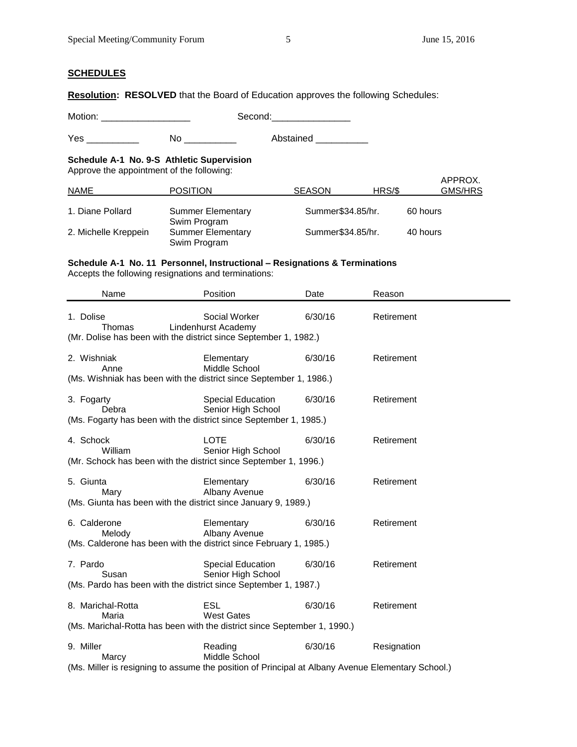**SCHEDULES**

**Resolution: RESOLVED** that the Board of Education approves the following Schedules:

Motion: _________________ Second:_______________

Yes __________ No __________ Abstained __________

**Schedule A-1 No. 9-S Athletic Supervision**
Approve the appointment of the following:

| NAME | POSITION | SEASON | HRS/$ | APPROX. GMS/HRS |
|---|---|---|---|---|
| 1. Diane Pollard | Summer Elementary Swim Program | Summer | $34.85/hr. | 60 hours |
| 2. Michelle Kreppein | Summer Elementary Swim Program | Summer | $34.85/hr. | 40 hours |

**Schedule A-1 No. 11 Personnel, Instructional – Resignations & Terminations**
Accepts the following resignations and terminations:

| Name | Position | Date | Reason |
|---|---|---|---|
| 1. Dolise Thomas | Social Worker Lindenhurst Academy | 6/30/16 | Retirement |
| (Mr. Dolise has been with the district since September 1, 1982.) | | | |
| 2. Wishniak Anne | Elementary Middle School | 6/30/16 | Retirement |
| (Ms. Wishniak has been with the district since September 1, 1986.) | | | |
| 3. Fogarty Debra | Special Education Senior High School | 6/30/16 | Retirement |
| (Ms. Fogarty has been with the district since September 1, 1985.) | | | |
| 4. Schock William | LOTE Senior High School | 6/30/16 | Retirement |
| (Mr. Schock has been with the district since September 1, 1996.) | | | |
| 5. Giunta Mary | Elementary Albany Avenue | 6/30/16 | Retirement |
| (Ms. Giunta has been with the district since January 9, 1989.) | | | |
| 6. Calderone Melody | Elementary Albany Avenue | 6/30/16 | Retirement |
| (Ms. Calderone has been with the district since February 1, 1985.) | | | |
| 7. Pardo Susan | Special Education Senior High School | 6/30/16 | Retirement |
| (Ms. Pardo has been with the district since September 1, 1987.) | | | |
| 8. Marichal-Rotta Maria | ESL West Gates | 6/30/16 | Retirement |
| (Ms. Marichal-Rotta has been with the district since September 1, 1990.) | | | |
| 9. Miller Marcy | Reading Middle School | 6/30/16 | Resignation |
| (Ms. Miller is resigning to assume the position of Principal at Albany Avenue Elementary School.) | | | |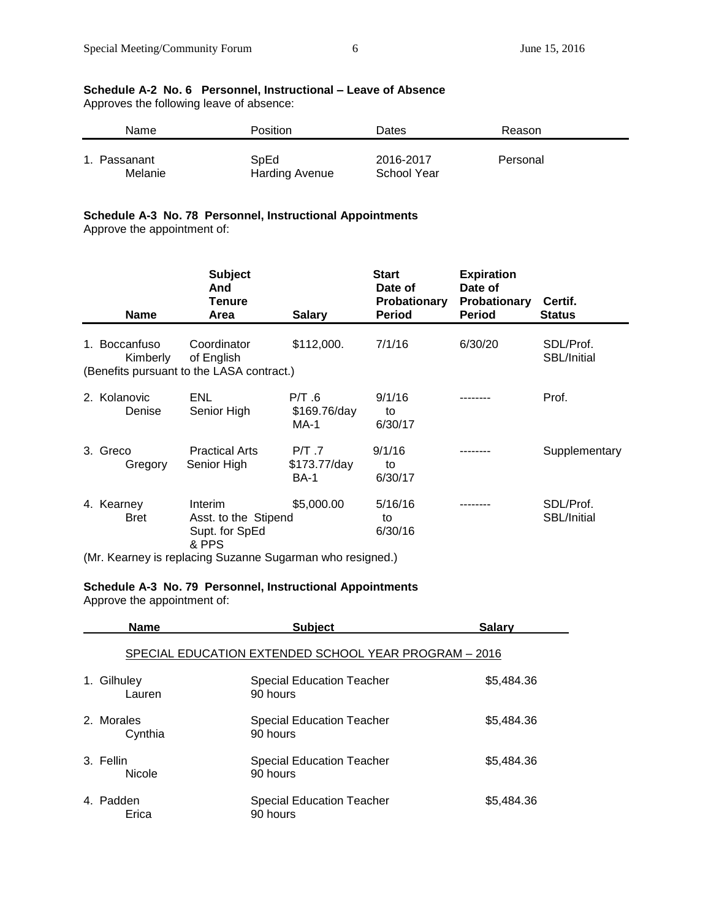**Schedule A-2 No. 6 Personnel, Instructional – Leave of Absence**
Approves the following leave of absence:

| Name | Position | Dates | Reason |
|---|---|---|---|
| 1. Passanant Melanie | SpEd Harding Avenue | 2016-2017 School Year | Personal |

**Schedule A-3 No. 78 Personnel, Instructional Appointments**
Approve the appointment of:

| Name | Subject And Tenure Area | Salary | Start Date of Probationary Period | Expiration Date of Probationary Period | Certif. Status |
|---|---|---|---|---|---|
| 1. Boccanfuso Kimberly | Coordinator of English | \$112,000. | 7/1/16 | 6/30/20 | SDL/Prof. SBL/Initial |
| (Benefits pursuant to the LASA contract.) | | | | | |
| 2. Kolanovic Denise | ENL Senior High | P/T .6 \$169.76/day MA-1 | 9/1/16 to 6/30/17 | -------- | Prof. |
| 3. Greco Gregory | Practical Arts Senior High | P/T .7 \$173.77/day BA-1 | 9/1/16 to 6/30/17 | -------- | Supplementary |
| 4. Kearney Bret | Interim Asst. to the Supt. for SpEd & PPS | \$5,000.00 Stipend | 5/16/16 to 6/30/16 | -------- | SDL/Prof. SBL/Initial |

(Mr. Kearney is replacing Suzanne Sugarman who resigned.)

**Schedule A-3 No. 79 Personnel, Instructional Appointments**
Approve the appointment of:

| Name | Subject | Salary |
|---|---|---|
| | SPECIAL EDUCATION EXTENDED SCHOOL YEAR PROGRAM – 2016 | |
| 1. Gilhuley Lauren | Special Education Teacher 90 hours | \$5,484.36 |
| 2. Morales Cynthia | Special Education Teacher 90 hours | \$5,484.36 |
| 3. Fellin Nicole | Special Education Teacher 90 hours | \$5,484.36 |
| 4. Padden Erica | Special Education Teacher 90 hours | \$5,484.36 |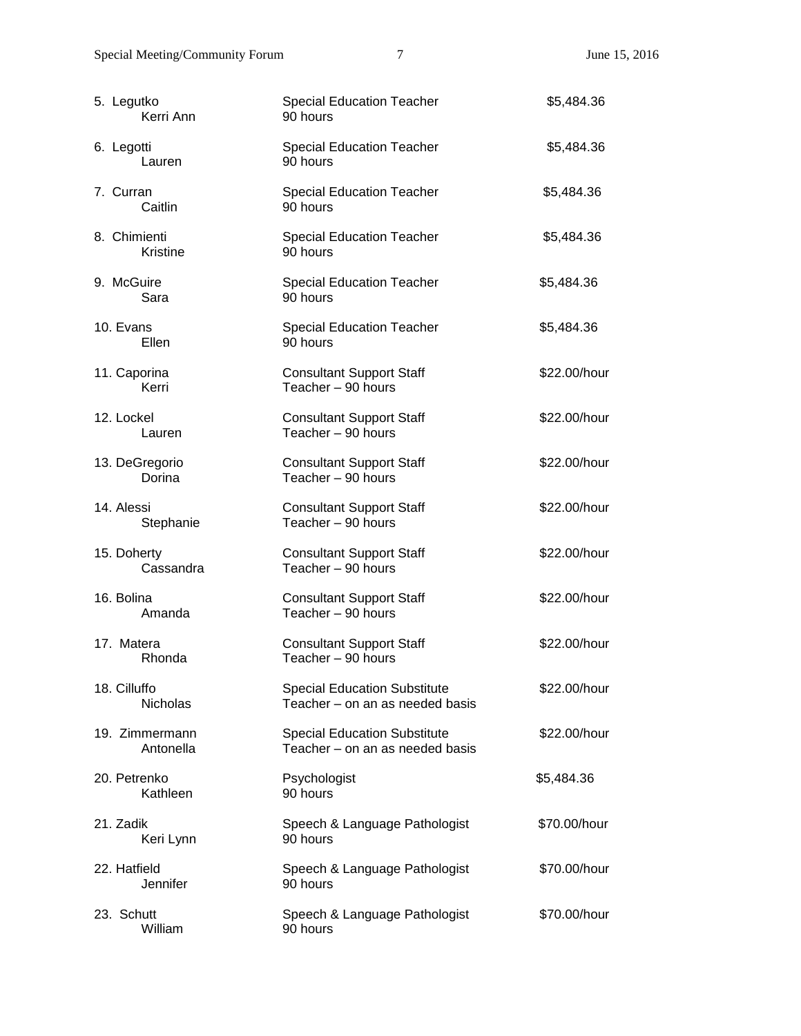| | | |
|---|---|---|
| 5. Legutko<br>Kerri Ann | Special Education Teacher<br>90 hours | $5,484.36 |
| 6. Legotti<br>Lauren | Special Education Teacher<br>90 hours | $5,484.36 |
| 7. Curran<br>Caitlin | Special Education Teacher<br>90 hours | $5,484.36 |
| 8. Chimienti<br>Kristine | Special Education Teacher<br>90 hours | $5,484.36 |
| 9. McGuire<br>Sara | Special Education Teacher<br>90 hours | $5,484.36 |
| 10. Evans<br>Ellen | Special Education Teacher<br>90 hours | $5,484.36 |
| 11. Caporina<br>Kerri | Consultant Support Staff<br>Teacher – 90 hours | $22.00/hour |
| 12. Lockel<br>Lauren | Consultant Support Staff<br>Teacher – 90 hours | $22.00/hour |
| 13. DeGregorio<br>Dorina | Consultant Support Staff<br>Teacher – 90 hours | $22.00/hour |
| 14. Alessi<br>Stephanie | Consultant Support Staff<br>Teacher – 90 hours | $22.00/hour |
| 15. Doherty<br>Cassandra | Consultant Support Staff<br>Teacher – 90 hours | $22.00/hour |
| 16. Bolina<br>Amanda | Consultant Support Staff<br>Teacher – 90 hours | $22.00/hour |
| 17. Matera<br>Rhonda | Consultant Support Staff<br>Teacher – 90 hours | $22.00/hour |
| 18. Cilluffo<br>Nicholas | Special Education Substitute<br>Teacher – on an as needed basis | $22.00/hour |
| 19. Zimmermann<br>Antonella | Special Education Substitute<br>Teacher – on an as needed basis | $22.00/hour |
| 20. Petrenko<br>Kathleen | Psychologist<br>90 hours | $5,484.36 |
| 21. Zadik<br>Keri Lynn | Speech & Language Pathologist<br>90 hours | $70.00/hour |
| 22. Hatfield<br>Jennifer | Speech & Language Pathologist<br>90 hours | $70.00/hour |
| 23. Schutt<br>William | Speech & Language Pathologist<br>90 hours | $70.00/hour |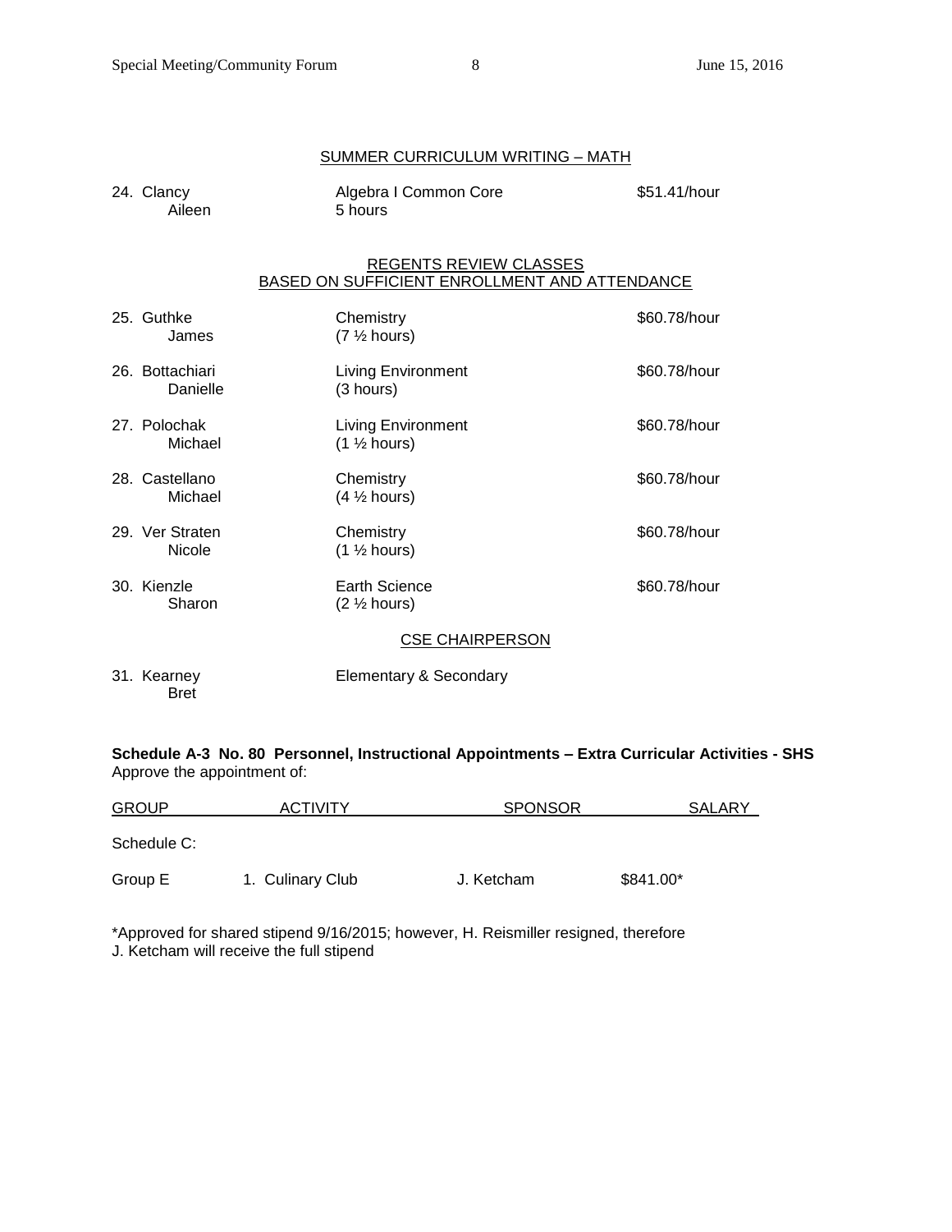SUMMER CURRICULUM WRITING – MATH

| | | |
|---|---|---|
| 24. Clancy<br>Aileen | Algebra I Common Core<br>5 hours | \$51.41/hour |

REGENTS REVIEW CLASSES
BASED ON SUFFICIENT ENROLLMENT AND ATTENDANCE

| | | |
|---|---|---|
| 25. Guthke<br>James | Chemistry<br>(7 ½ hours) | \$60.78/hour |
| 26. Bottachiari<br>Danielle | Living Environment<br>(3 hours) | \$60.78/hour |
| 27. Polochak<br>Michael | Living Environment<br>(1 ½ hours) | \$60.78/hour |
| 28. Castellano<br>Michael | Chemistry<br>(4 ½ hours) | \$60.78/hour |
| 29. Ver Straten<br>Nicole | Chemistry<br>(1 ½ hours) | \$60.78/hour |
| 30. Kienzle<br>Sharon | Earth Science<br>(2 ½ hours) | \$60.78/hour |

CSE CHAIRPERSON

| | |
|---|---|
| 31. Kearney<br>Bret | Elementary & Secondary |

**Schedule A-3 No. 80 Personnel, Instructional Appointments – Extra Curricular Activities - SHS**
Approve the appointment of:

| GROUP | ACTIVITY | SPONSOR | SALARY |
|---|---|---|---|
| Schedule C: | | | |
| Group E | 1. Culinary Club | J. Ketcham | \$841.00* |

*Approved for shared stipend 9/16/2015; however, H. Reismiller resigned, therefore J. Ketcham will receive the full stipend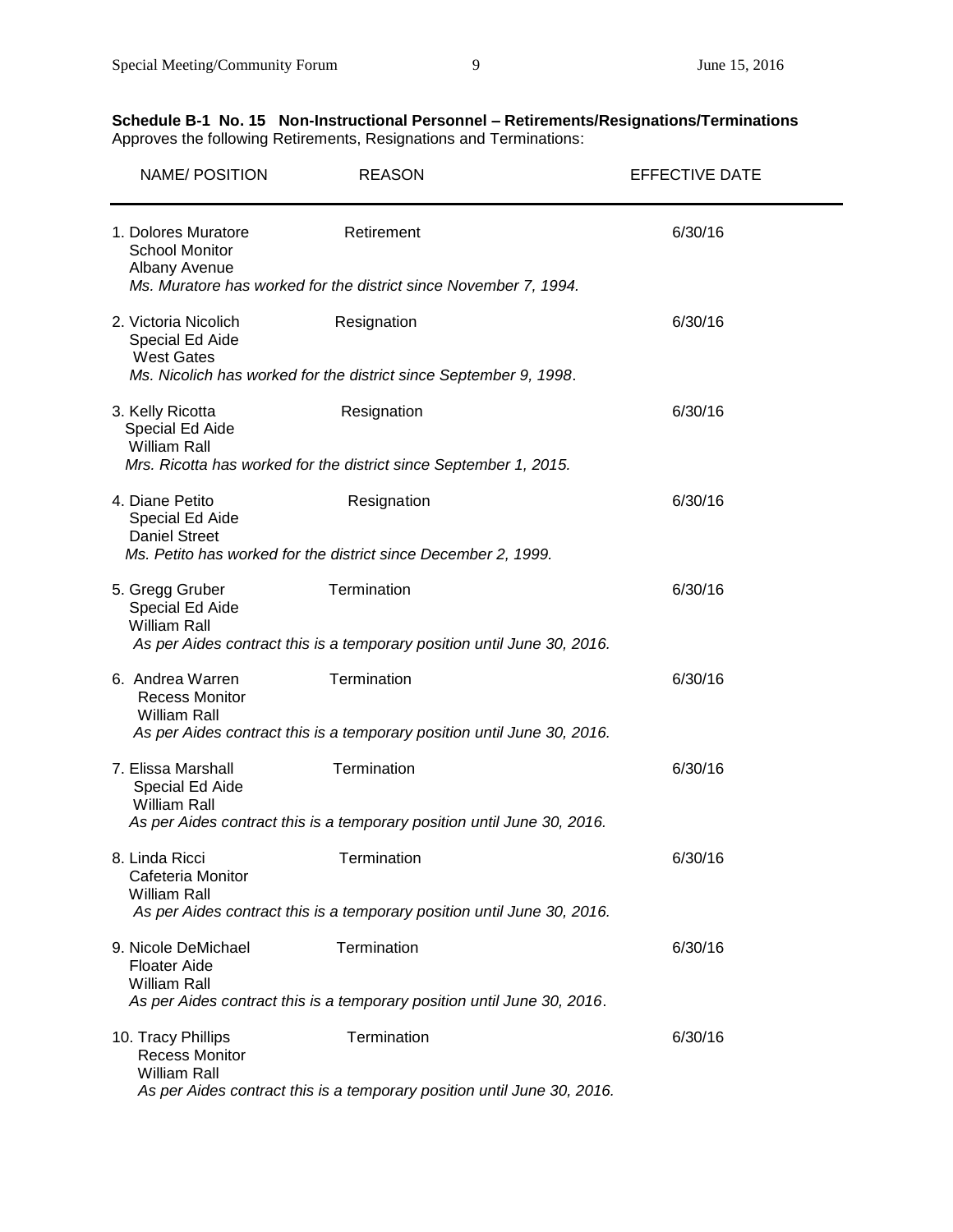**Schedule B-1 No. 15 Non-Instructional Personnel – Retirements/Resignations/Terminations**
Approves the following Retirements, Resignations and Terminations:

| NAME/ POSITION | REASON | EFFECTIVE DATE |
|---|---|---|
| 1. Dolores Muratore<br>School Monitor<br>Albany Avenue<br>*Ms. Muratore has worked for the district since November 7, 1994.* | Retirement | 6/30/16 |
| 2. Victoria Nicolich<br>Special Ed Aide<br>West Gates<br>*Ms. Nicolich has worked for the district since September 9, 1998*. | Resignation | 6/30/16 |
| 3. Kelly Ricotta<br>Special Ed Aide<br>William Rall<br>*Mrs. Ricotta has worked for the district since September 1, 2015.* | Resignation | 6/30/16 |
| 4. Diane Petito<br>Special Ed Aide<br>Daniel Street<br>*Ms. Petito has worked for the district since December 2, 1999.* | Resignation | 6/30/16 |
| 5. Gregg Gruber<br>Special Ed Aide<br>William Rall<br>*As per Aides contract this is a temporary position until June 30, 2016.* | Termination | 6/30/16 |
| 6. Andrea Warren<br>Recess Monitor<br>William Rall<br>*As per Aides contract this is a temporary position until June 30, 2016.* | Termination | 6/30/16 |
| 7. Elissa Marshall<br>Special Ed Aide<br>William Rall<br>*As per Aides contract this is a temporary position until June 30, 2016.* | Termination | 6/30/16 |
| 8. Linda Ricci<br>Cafeteria Monitor<br>William Rall<br>*As per Aides contract this is a temporary position until June 30, 2016.* | Termination | 6/30/16 |
| 9. Nicole DeMichael<br>Floater Aide<br>William Rall<br>*As per Aides contract this is a temporary position until June 30, 2016*. | Termination | 6/30/16 |
| 10. Tracy Phillips<br>Recess Monitor<br>William Rall<br>*As per Aides contract this is a temporary position until June 30, 2016.* | Termination | 6/30/16 |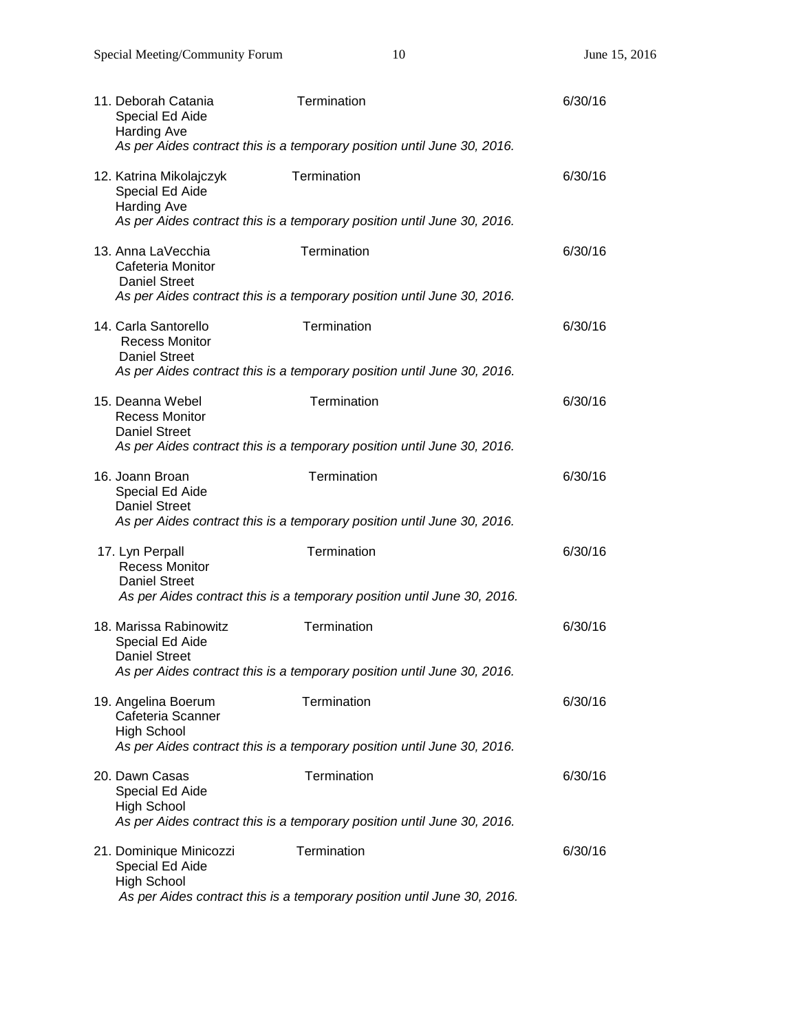11. Deborah Catania Termination 6/30/16
    Special Ed Aide
    Harding Ave
    *As per Aides contract this is a temporary position until June 30, 2016.*

12. Katrina Mikolajczyk Termination 6/30/16
    Special Ed Aide
    Harding Ave
    *As per Aides contract this is a temporary position until June 30, 2016.*

13. Anna LaVecchia Termination 6/30/16
    Cafeteria Monitor
    Daniel Street
    *As per Aides contract this is a temporary position until June 30, 2016.*

14. Carla Santorello Termination 6/30/16
    Recess Monitor
    Daniel Street
    *As per Aides contract this is a temporary position until June 30, 2016.*

15. Deanna Webel Termination 6/30/16
    Recess Monitor
    Daniel Street
    *As per Aides contract this is a temporary position until June 30, 2016.*

16. Joann Broan Termination 6/30/16
    Special Ed Aide
    Daniel Street
    *As per Aides contract this is a temporary position until June 30, 2016.*

17. Lyn Perpall Termination 6/30/16
    Recess Monitor
    Daniel Street
    *As per Aides contract this is a temporary position until June 30, 2016.*

18. Marissa Rabinowitz Termination 6/30/16
    Special Ed Aide
    Daniel Street
    *As per Aides contract this is a temporary position until June 30, 2016.*

19. Angelina Boerum Termination 6/30/16
    Cafeteria Scanner
    High School
    *As per Aides contract this is a temporary position until June 30, 2016.*

20. Dawn Casas Termination 6/30/16
    Special Ed Aide
    High School
    *As per Aides contract this is a temporary position until June 30, 2016.*

21. Dominique Minicozzi Termination 6/30/16
    Special Ed Aide
    High School
    *As per Aides contract this is a temporary position until June 30, 2016.*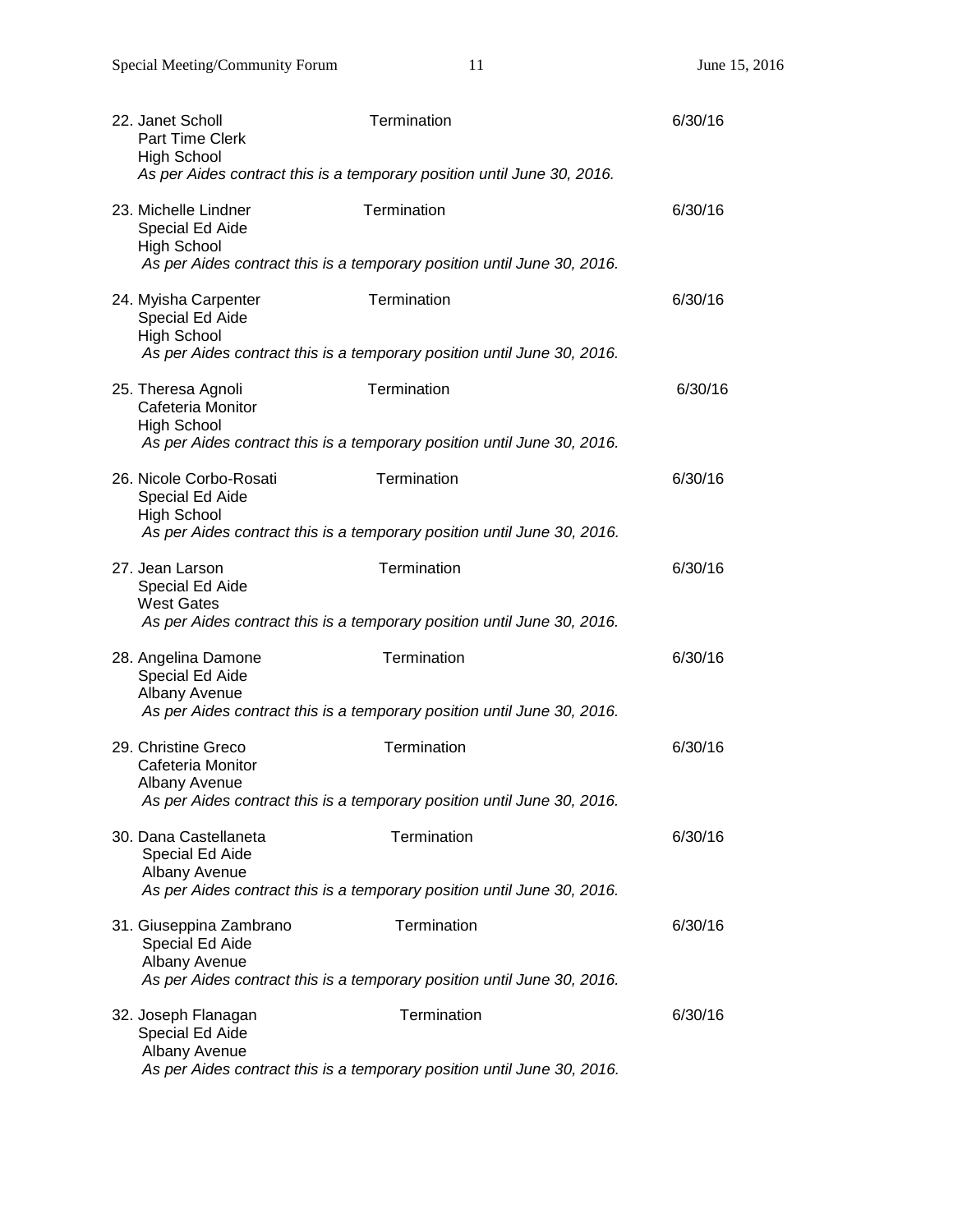22. Janet Scholl — Termination — 6/30/16
    Part Time Clerk
    High School
    *As per Aides contract this is a temporary position until June 30, 2016.*

23. Michelle Lindner — Termination — 6/30/16
    Special Ed Aide
    High School
    *As per Aides contract this is a temporary position until June 30, 2016.*

24. Myisha Carpenter — Termination — 6/30/16
    Special Ed Aide
    High School
    *As per Aides contract this is a temporary position until June 30, 2016.*

25. Theresa Agnoli — Termination — 6/30/16
    Cafeteria Monitor
    High School
    *As per Aides contract this is a temporary position until June 30, 2016.*

26. Nicole Corbo-Rosati — Termination — 6/30/16
    Special Ed Aide
    High School
    *As per Aides contract this is a temporary position until June 30, 2016.*

27. Jean Larson — Termination — 6/30/16
    Special Ed Aide
    West Gates
    *As per Aides contract this is a temporary position until June 30, 2016.*

28. Angelina Damone — Termination — 6/30/16
    Special Ed Aide
    Albany Avenue
    *As per Aides contract this is a temporary position until June 30, 2016.*

29. Christine Greco — Termination — 6/30/16
    Cafeteria Monitor
    Albany Avenue
    *As per Aides contract this is a temporary position until June 30, 2016.*

30. Dana Castellaneta — Termination — 6/30/16
    Special Ed Aide
    Albany Avenue
    *As per Aides contract this is a temporary position until June 30, 2016.*

31. Giuseppina Zambrano — Termination — 6/30/16
    Special Ed Aide
    Albany Avenue
    *As per Aides contract this is a temporary position until June 30, 2016.*

32. Joseph Flanagan — Termination — 6/30/16
    Special Ed Aide
    Albany Avenue
    *As per Aides contract this is a temporary position until June 30, 2016.*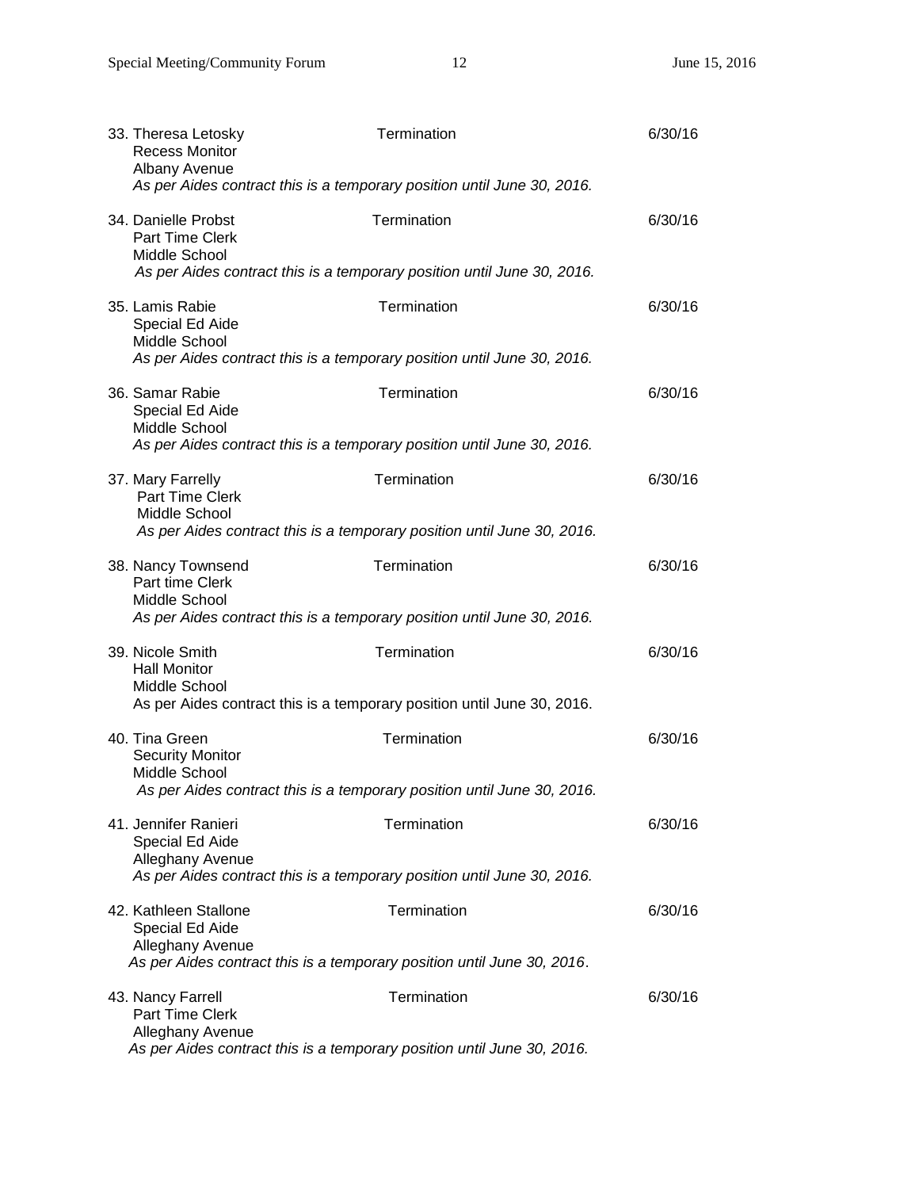33. Theresa Letosky — Termination — 6/30/16
    Recess Monitor
    Albany Avenue
    *As per Aides contract this is a temporary position until June 30, 2016.*

34. Danielle Probst — Termination — 6/30/16
    Part Time Clerk
    Middle School
    *As per Aides contract this is a temporary position until June 30, 2016.*

35. Lamis Rabie — Termination — 6/30/16
    Special Ed Aide
    Middle School
    *As per Aides contract this is a temporary position until June 30, 2016.*

36. Samar Rabie — Termination — 6/30/16
    Special Ed Aide
    Middle School
    *As per Aides contract this is a temporary position until June 30, 2016.*

37. Mary Farrelly — Termination — 6/30/16
    Part Time Clerk
    Middle School
    *As per Aides contract this is a temporary position until June 30, 2016.*

38. Nancy Townsend — Termination — 6/30/16
    Part time Clerk
    Middle School
    *As per Aides contract this is a temporary position until June 30, 2016.*

39. Nicole Smith — Termination — 6/30/16
    Hall Monitor
    Middle School
    As per Aides contract this is a temporary position until June 30, 2016.

40. Tina Green — Termination — 6/30/16
    Security Monitor
    Middle School
    *As per Aides contract this is a temporary position until June 30, 2016.*

41. Jennifer Ranieri — Termination — 6/30/16
    Special Ed Aide
    Alleghany Avenue
    *As per Aides contract this is a temporary position until June 30, 2016.*

42. Kathleen Stallone — Termination — 6/30/16
    Special Ed Aide
    Alleghany Avenue
    *As per Aides contract this is a temporary position until June 30, 2016*.

43. Nancy Farrell — Termination — 6/30/16
    Part Time Clerk
    Alleghany Avenue
    *As per Aides contract this is a temporary position until June 30, 2016.*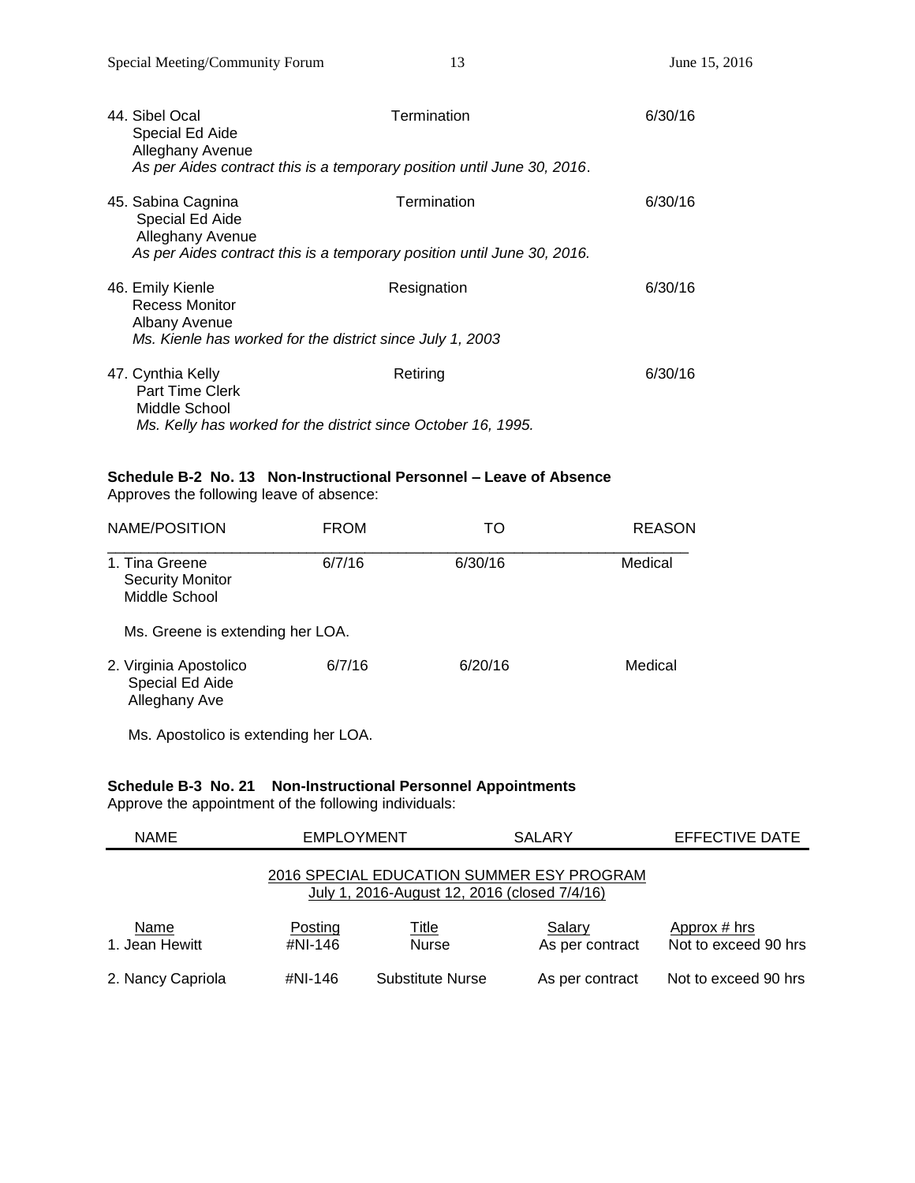44. Sibel Ocal — Termination — 6/30/16
    Special Ed Aide
    Alleghany Avenue
    *As per Aides contract this is a temporary position until June 30, 2016*.

45. Sabina Cagnina — Termination — 6/30/16
    Special Ed Aide
    Alleghany Avenue
    *As per Aides contract this is a temporary position until June 30, 2016.*

46. Emily Kienle — Resignation — 6/30/16
    Recess Monitor
    Albany Avenue
    *Ms. Kienle has worked for the district since July 1, 2003*

47. Cynthia Kelly — Retiring — 6/30/16
    Part Time Clerk
    Middle School
    *Ms. Kelly has worked for the district since October 16, 1995.*

**Schedule B-2 No. 13 Non-Instructional Personnel – Leave of Absence**
Approves the following leave of absence:

| NAME/POSITION | FROM | TO | REASON |
|---|---|---|---|
| 1. Tina Greene<br>Security Monitor<br>Middle School | 6/7/16 | 6/30/16 | Medical |

Ms. Greene is extending her LOA.

| NAME/POSITION | FROM | TO | REASON |
|---|---|---|---|
| 2. Virginia Apostolico<br>Special Ed Aide<br>Alleghany Ave | 6/7/16 | 6/20/16 | Medical |

Ms. Apostolico is extending her LOA.

**Schedule B-3 No. 21 Non-Instructional Personnel Appointments**
Approve the appointment of the following individuals:

| NAME | EMPLOYMENT | SALARY | EFFECTIVE DATE |
|---|---|---|---|

2016 SPECIAL EDUCATION SUMMER ESY PROGRAM
July 1, 2016-August 12, 2016 (closed 7/4/16)

| Name | Posting | Title | Salary | Approx # hrs |
|---|---|---|---|---|
| 1. Jean Hewitt | #NI-146 | Nurse | As per contract | Not to exceed 90 hrs |
| 2. Nancy Capriola | #NI-146 | Substitute Nurse | As per contract | Not to exceed 90 hrs |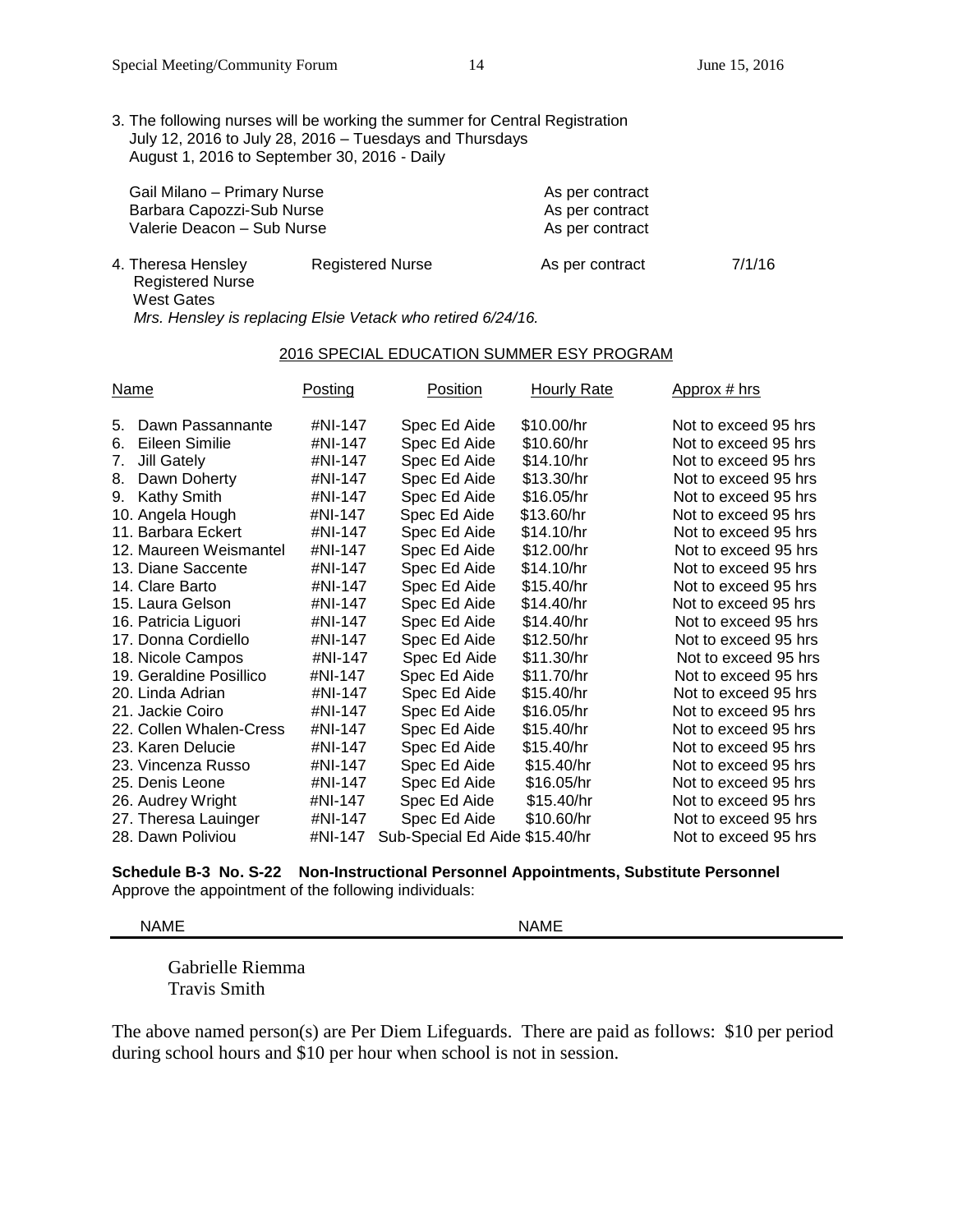3. The following nurses will be working the summer for Central Registration
   July 12, 2016 to July 28, 2016 – Tuesdays and Thursdays
   August 1, 2016 to September 30, 2016 - Daily

| | |
|---|---|
| Gail Milano – Primary Nurse | As per contract |
| Barbara Capozzi-Sub Nurse | As per contract |
| Valerie Deacon – Sub Nurse | As per contract |

| | | | |
|---|---|---|---|
| 4. Theresa Hensley<br>Registered Nurse<br>West Gates | Registered Nurse | As per contract | 7/1/16 |

*Mrs. Hensley is replacing Elsie Vetack who retired 6/24/16.*

## 2016 SPECIAL EDUCATION SUMMER ESY PROGRAM

| Name | Posting | Position | Hourly Rate | Approx # hrs |
|---|---|---|---|---|
| 5. Dawn Passannante | #NI-147 | Spec Ed Aide | $10.00/hr | Not to exceed 95 hrs |
| 6. Eileen Similie | #NI-147 | Spec Ed Aide | $10.60/hr | Not to exceed 95 hrs |
| 7. Jill Gately | #NI-147 | Spec Ed Aide | $14.10/hr | Not to exceed 95 hrs |
| 8. Dawn Doherty | #NI-147 | Spec Ed Aide | $13.30/hr | Not to exceed 95 hrs |
| 9. Kathy Smith | #NI-147 | Spec Ed Aide | $16.05/hr | Not to exceed 95 hrs |
| 10. Angela Hough | #NI-147 | Spec Ed Aide | $13.60/hr | Not to exceed 95 hrs |
| 11. Barbara Eckert | #NI-147 | Spec Ed Aide | $14.10/hr | Not to exceed 95 hrs |
| 12. Maureen Weismantel | #NI-147 | Spec Ed Aide | $12.00/hr | Not to exceed 95 hrs |
| 13. Diane Saccente | #NI-147 | Spec Ed Aide | $14.10/hr | Not to exceed 95 hrs |
| 14. Clare Barto | #NI-147 | Spec Ed Aide | $15.40/hr | Not to exceed 95 hrs |
| 15. Laura Gelson | #NI-147 | Spec Ed Aide | $14.40/hr | Not to exceed 95 hrs |
| 16. Patricia Liguori | #NI-147 | Spec Ed Aide | $14.40/hr | Not to exceed 95 hrs |
| 17. Donna Cordiello | #NI-147 | Spec Ed Aide | $12.50/hr | Not to exceed 95 hrs |
| 18. Nicole Campos | #NI-147 | Spec Ed Aide | $11.30/hr | Not to exceed 95 hrs |
| 19. Geraldine Posillico | #NI-147 | Spec Ed Aide | $11.70/hr | Not to exceed 95 hrs |
| 20. Linda Adrian | #NI-147 | Spec Ed Aide | $15.40/hr | Not to exceed 95 hrs |
| 21. Jackie Coiro | #NI-147 | Spec Ed Aide | $16.05/hr | Not to exceed 95 hrs |
| 22. Collen Whalen-Cress | #NI-147 | Spec Ed Aide | $15.40/hr | Not to exceed 95 hrs |
| 23. Karen Delucie | #NI-147 | Spec Ed Aide | $15.40/hr | Not to exceed 95 hrs |
| 23. Vincenza Russo | #NI-147 | Spec Ed Aide | $15.40/hr | Not to exceed 95 hrs |
| 25. Denis Leone | #NI-147 | Spec Ed Aide | $16.05/hr | Not to exceed 95 hrs |
| 26. Audrey Wright | #NI-147 | Spec Ed Aide | $15.40/hr | Not to exceed 95 hrs |
| 27. Theresa Lauinger | #NI-147 | Spec Ed Aide | $10.60/hr | Not to exceed 95 hrs |
| 28. Dawn Poliviou | #NI-147 | Sub-Special Ed Aide | $15.40/hr | Not to exceed 95 hrs |

**Schedule B-3 No. S-22 Non-Instructional Personnel Appointments, Substitute Personnel**
Approve the appointment of the following individuals:

| NAME | NAME |
|---|---|
| Gabrielle Riemma<br>Travis Smith | |

The above named person(s) are Per Diem Lifeguards. There are paid as follows: $10 per period during school hours and $10 per hour when school is not in session.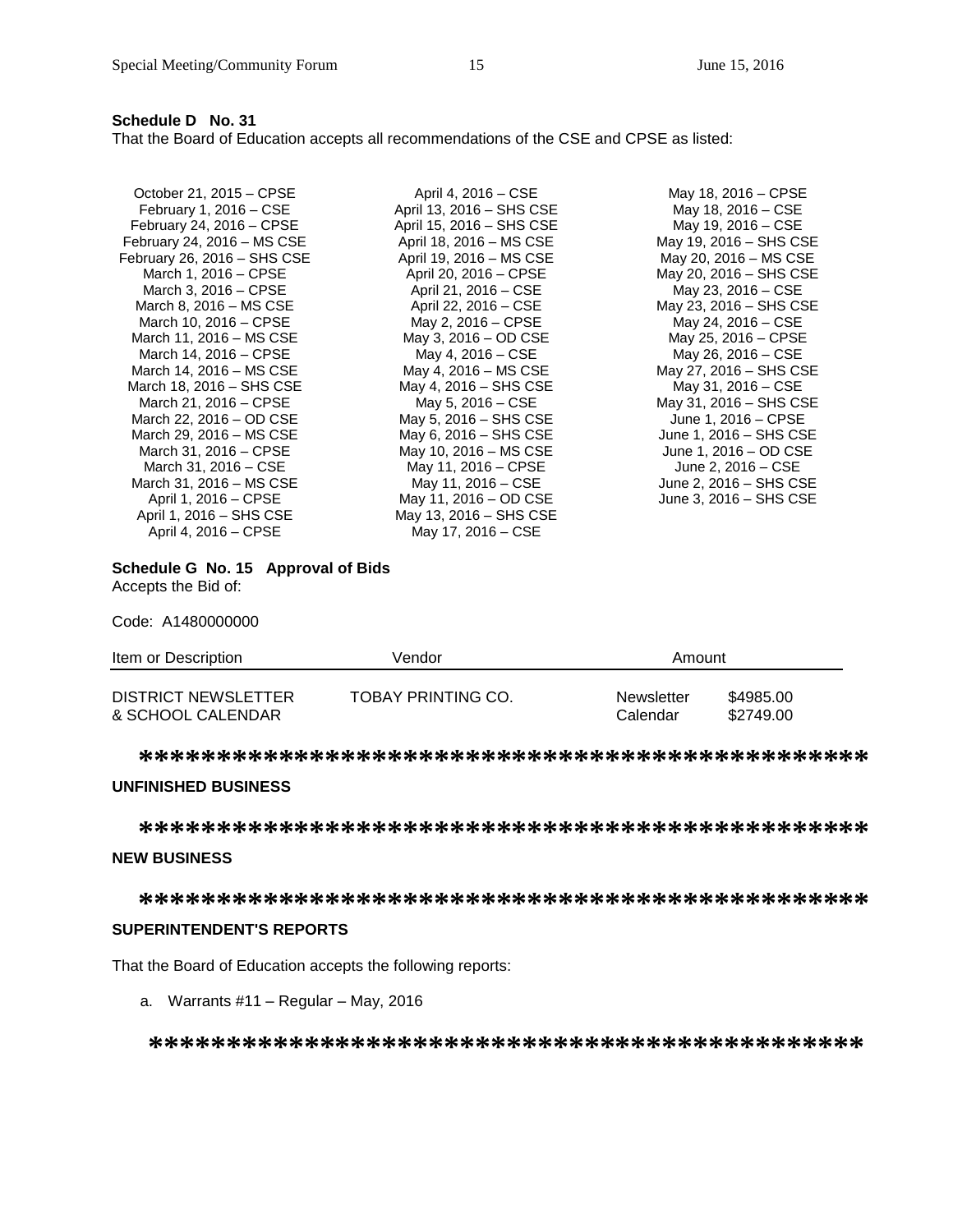**Schedule D No. 31**
That the Board of Education accepts all recommendations of the CSE and CPSE as listed:

October 21, 2015 – CPSE
February 1, 2016 – CSE
February 24, 2016 – CPSE
February 24, 2016 – MS CSE
February 26, 2016 – SHS CSE
March 1, 2016 – CPSE
March 3, 2016 – CPSE
March 8, 2016 – MS CSE
March 10, 2016 – CPSE
March 11, 2016 – MS CSE
March 14, 2016 – CPSE
March 14, 2016 – MS CSE
March 18, 2016 – SHS CSE
March 21, 2016 – CPSE
March 22, 2016 – OD CSE
March 29, 2016 – MS CSE
March 31, 2016 – CPSE
March 31, 2016 – CSE
March 31, 2016 – MS CSE
April 1, 2016 – CPSE
April 1, 2016 – SHS CSE
April 4, 2016 – CPSE
April 4, 2016 – CSE
April 13, 2016 – SHS CSE
April 15, 2016 – SHS CSE
April 18, 2016 – MS CSE
April 19, 2016 – MS CSE
April 20, 2016 – CPSE
April 21, 2016 – CSE
April 22, 2016 – CSE
May 2, 2016 – CPSE
May 3, 2016 – OD CSE
May 4, 2016 – CSE
May 4, 2016 – MS CSE
May 4, 2016 – SHS CSE
May 5, 2016 – CSE
May 5, 2016 – SHS CSE
May 6, 2016 – SHS CSE
May 10, 2016 – MS CSE
May 11, 2016 – CPSE
May 11, 2016 – CSE
May 11, 2016 – OD CSE
May 13, 2016 – SHS CSE
May 17, 2016 – CSE
May 18, 2016 – CPSE
May 18, 2016 – CSE
May 19, 2016 – CSE
May 19, 2016 – SHS CSE
May 20, 2016 – MS CSE
May 20, 2016 – SHS CSE
May 23, 2016 – CSE
May 23, 2016 – SHS CSE
May 24, 2016 – CSE
May 25, 2016 – CPSE
May 26, 2016 – CSE
May 27, 2016 – SHS CSE
May 31, 2016 – CSE
May 31, 2016 – SHS CSE
June 1, 2016 – CPSE
June 1, 2016 – SHS CSE
June 1, 2016 – OD CSE
June 2, 2016 – CSE
June 2, 2016 – SHS CSE
June 3, 2016 – SHS CSE

**Schedule G No. 15 Approval of Bids**
Accepts the Bid of:

Code: A1480000000

| Item or Description | Vendor | Amount | |
|---|---|---|---|
| DISTRICT NEWSLETTER & SCHOOL CALENDAR | TOBAY PRINTING CO. | Newsletter | $4985.00 |
| | | Calendar | $2749.00 |

*********************************************

**UNFINISHED BUSINESS**

*********************************************

**NEW BUSINESS**

*********************************************

**SUPERINTENDENT'S REPORTS**

That the Board of Education accepts the following reports:

a. Warrants #11 – Regular – May, 2016

*********************************************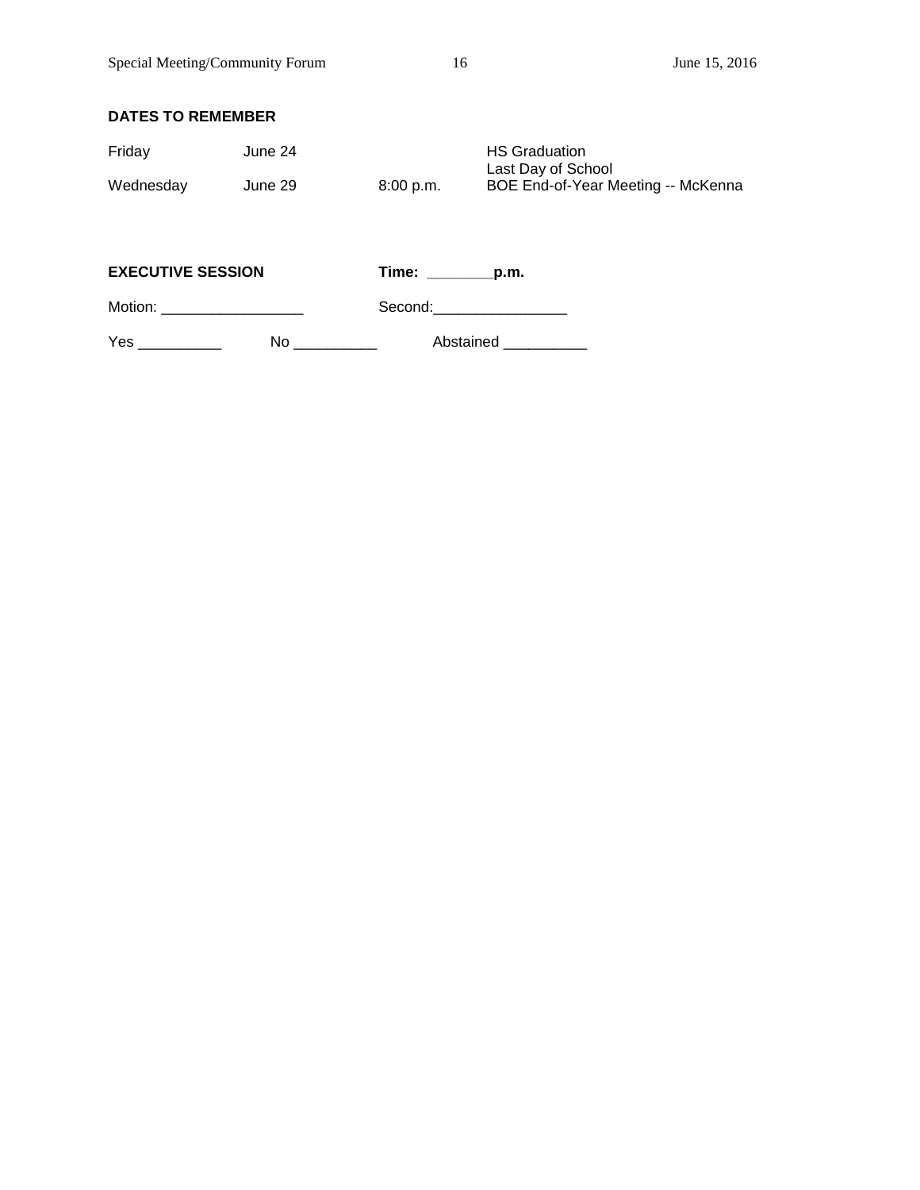**DATES TO REMEMBER**

| | | | |
|---|---|---|---|
| Friday | June 24 | | HS Graduation<br>Last Day of School |
| Wednesday | June 29 | 8:00 p.m. | BOE End-of-Year Meeting -- McKenna |

**EXECUTIVE SESSION** **Time: ________p.m.**

Motion: _________________ Second:________________

Yes __________ No __________ Abstained __________